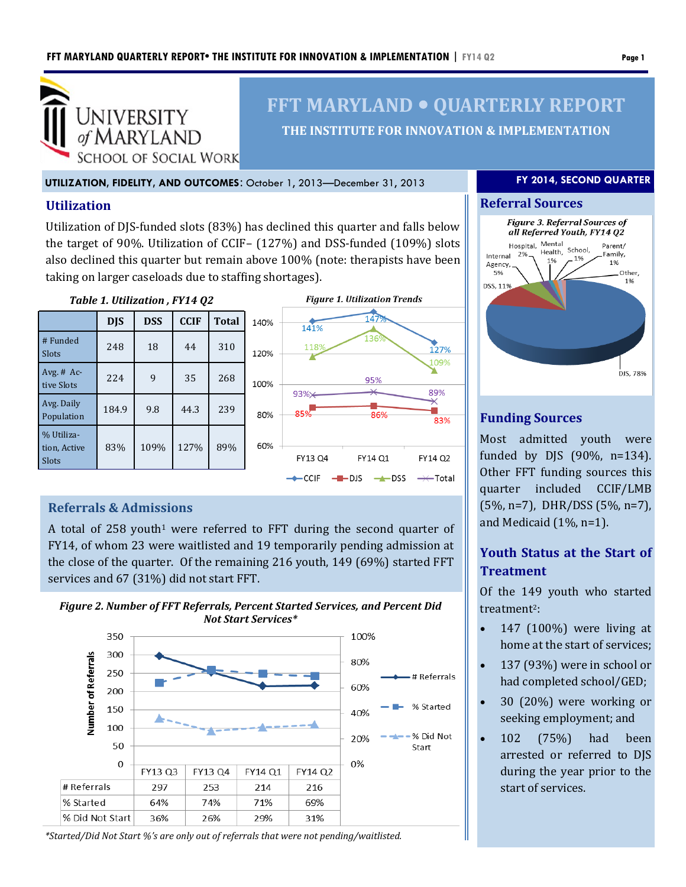# FFT MARYLAND • QUARTERLY REPORT

## THE INSTITUTE FOR INNOVATION & IMPLEMENTATION

UNIVERSITY of MARYLAND SCHOOL OF SOCIAL WORK

**UTILIZATION, FIDELITY, AND OUTCOMES**: October 1, 2013—December 31, 2013

**FY 2014, SECOND QUARTER**

## Utilization

Utilization of DJS-funded slots (83%) has declined this quarter and falls below the target of 90%. Utilization of CCIF– (127%) and DSS-funded (109%) slots also declined this quarter but remain above 100% (note: therapists have been taking on larger caseloads due to staffing shortages).

*Table 1. Utilization , FY14 Q2*

| | DJS | DSS | CCIF | Total |
|---|---|---|---|---|
| # Funded Slots | 248 | 18 | 44 | 310 |
| Avg. # Active Slots | 224 | 9 | 35 | 268 |
| Avg. Daily Population | 184.9 | 9.8 | 44.3 | 239 |
| % Utilization, Active Slots | 83% | 109% | 127% | 89% |

*Figure 1. Utilization Trends*

140%
120%
100%
80%
60%

FY13 Q4, FY14 Q1, FY14 Q2

CCIF: 141%, 147%, 127%
DSS: 118%, 136%, 109%
Total: 93%, 95%, 89%
DJS: 85%, 86%, 83%

CCIF DJS DSS Total

## Referrals & Admissions

A total of 258 youth[1] were referred to FFT during the second quarter of FY14, of whom 23 were waitlisted and 19 temporarily pending admission at the close of the quarter. Of the remaining 216 youth, 149 (69%) started FFT services and 67 (31%) did not start FFT.

*Figure 2. Number of FFT Referrals, Percent Started Services, and Percent Did Not Start Services**

Number of Referrals
350, 300, 250, 200, 150, 100, 50, 0
100%, 80%, 60%, 40%, 20%, 0%

# Referrals
% Started
% Did Not Start

| | FY13 Q3 | FY13 Q4 | FY14 Q1 | FY14 Q2 |
|---|---|---|---|---|
| # Referrals | 297 | 253 | 214 | 216 |
| % Started | 64% | 74% | 71% | 69% |
| % Did Not Start | 36% | 26% | 29% | 31% |

*\*Started/Did Not Start %'s are only out of referrals that were not pending/waitlisted.*

## Referral Sources

*Figure 3. Referral Sources of all Referred Youth, FY14 Q2*

DJS, 78%
DSS, 11%
Internal Agency, 5%
Hospital, 2%
Mental Health, 1%
School, 1%
Parent/Family, 1%
Other, 1%

## Funding Sources

Most admitted youth were funded by DJS (90%, n=134). Other FFT funding sources this quarter included CCIF/LMB (5%, n=7), DHR/DSS (5%, n=7), and Medicaid (1%, n=1).

## Youth Status at the Start of Treatment

Of the 149 youth who started treatment[2]:

- 147 (100%) were living at home at the start of services;
- 137 (93%) were in school or had completed school/GED;
- 30 (20%) were working or seeking employment; and
- 102 (75%) had been arrested or referred to DJS during the year prior to the start of services.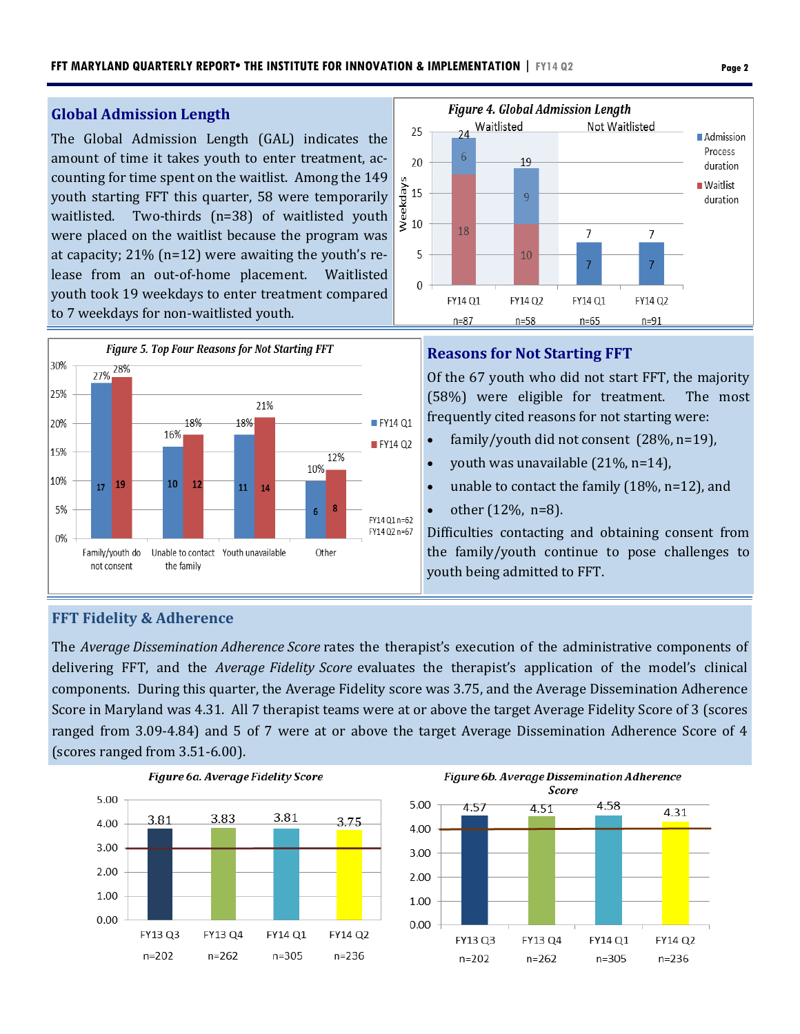## Global Admission Length

The Global Admission Length (GAL) indicates the amount of time it takes youth to enter treatment, accounting for time spent on the waitlist. Among the 149 youth starting FFT this quarter, 58 were temporarily waitlisted. Two-thirds (n=38) of waitlisted youth were placed on the waitlist because the program was at capacity; 21% (n=12) were awaiting the youth's release from an out-of-home placement. Waitlisted youth took 19 weekdays to enter treatment compared to 7 weekdays for non-waitlisted youth.

*Figure 4. Global Admission Length*

Waitlisted | Not Waitlisted

Weekdays

25, 20, 15, 10, 5, 0

24, 6, 18

19, 9, 10

7, 7

7, 7

FY14 Q1 n=87 | FY14 Q2 n=58 | FY14 Q1 n=65 | FY14 Q2 n=91

Admission Process duration

Waitlist duration

*Figure 5. Top Four Reasons for Not Starting FFT*

30%, 25%, 20%, 15%, 10%, 5%, 0%

27% 17, 28% 19

16% 10, 18% 12

18% 11, 21% 14

10% 6, 12% 8

Family/youth do not consent | Unable to contact the family | Youth unavailable | Other

FY14 Q1

FY14 Q2

FY14 Q1 n=62

FY14 Q2 n=67

## Reasons for Not Starting FFT

Of the 67 youth who did not start FFT, the majority (58%) were eligible for treatment. The most frequently cited reasons for not starting were:

- family/youth did not consent (28%, n=19),
- youth was unavailable (21%, n=14),
- unable to contact the family (18%, n=12), and
- other (12%, n=8).

Difficulties contacting and obtaining consent from the family/youth continue to pose challenges to youth being admitted to FFT.

## FFT Fidelity & Adherence

The *Average Dissemination Adherence Score* rates the therapist's execution of the administrative components of delivering FFT, and the *Average Fidelity Score* evaluates the therapist's application of the model's clinical components. During this quarter, the Average Fidelity score was 3.75, and the Average Dissemination Adherence Score in Maryland was 4.31. All 7 therapist teams were at or above the target Average Fidelity Score of 3 (scores ranged from 3.09-4.84) and 5 of 7 were at or above the target Average Dissemination Adherence Score of 4 (scores ranged from 3.51-6.00).

*Figure 6a. Average Fidelity Score*

5.00, 4.00, 3.00, 2.00, 1.00, 0.00

3.81, 3.83, 3.81, 3.75

FY13 Q3 n=202 | FY13 Q4 n=262 | FY14 Q1 n=305 | FY14 Q2 n=236

*Figure 6b. Average Dissemination Adherence Score*

5.00, 4.00, 3.00, 2.00, 1.00, 0.00

4.57, 4.51, 4.58, 4.31

FY13 Q3 n=202 | FY13 Q4 n=262 | FY14 Q1 n=305 | FY14 Q2 n=236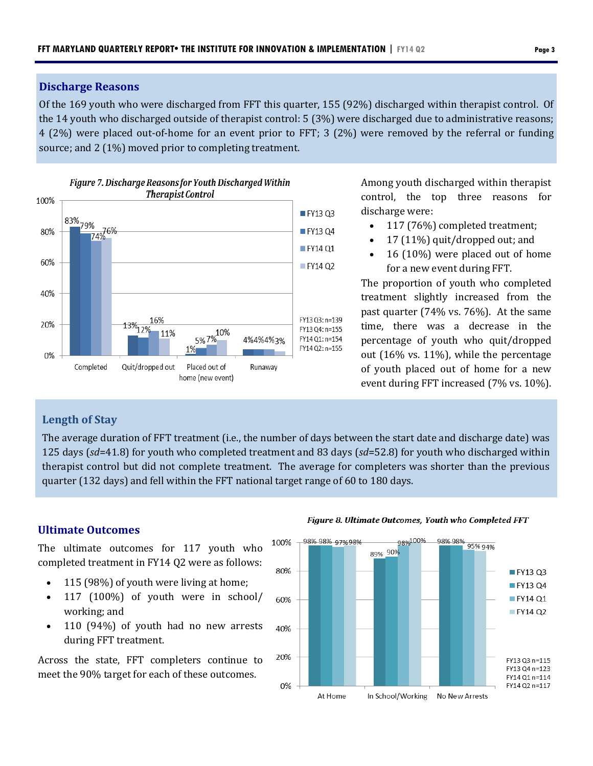## Discharge Reasons

Of the 169 youth who were discharged from FFT this quarter, 155 (92%) discharged within therapist control. Of the 14 youth who discharged outside of therapist control: 5 (3%) were discharged due to administrative reasons; 4 (2%) were placed out-of-home for an event prior to FFT; 3 (2%) were removed by the referral or funding source; and 2 (1%) moved prior to completing treatment.

*Figure 7. Discharge Reasons for Youth Discharged Within Therapist Control*

100%
80%
60%
40%
20%
0%

83% 79% 74% 76%
13% 12% 16% 11%
1% 5% 7% 10%
4% 4% 4% 3%

Completed
Quit/dropped out
Placed out of home (new event)
Runaway

FY13 Q3
FY13 Q4
FY14 Q1
FY14 Q2

FY13 Q3: n=139
FY13 Q4: n=155
FY14 Q1: n=154
FY14 Q2: n=155

Among youth discharged within therapist control, the top three reasons for discharge were:

- 117 (76%) completed treatment;
- 17 (11%) quit/dropped out; and
- 16 (10%) were placed out of home for a new event during FFT.

The proportion of youth who completed treatment slightly increased from the past quarter (74% vs. 76%). At the same time, there was a decrease in the percentage of youth who quit/dropped out (16% vs. 11%), while the percentage of youth placed out of home for a new event during FFT increased (7% vs. 10%).

## Length of Stay

The average duration of FFT treatment (i.e., the number of days between the start date and discharge date) was 125 days (*sd*=41.8) for youth who completed treatment and 83 days (*sd*=52.8) for youth who discharged within therapist control but did not complete treatment. The average for completers was shorter than the previous quarter (132 days) and fell within the FFT national target range of 60 to 180 days.

## Ultimate Outcomes

The ultimate outcomes for 117 youth who completed treatment in FY14 Q2 were as follows:

- 115 (98%) of youth were living at home;
- 117 (100%) of youth were in school/ working; and
- 110 (94%) of youth had no new arrests during FFT treatment.

Across the state, FFT completers continue to meet the 90% target for each of these outcomes.

*Figure 8. Ultimate Outcomes, Youth who Completed FFT*

100%
80%
60%
40%
20%
0%

98% 98% 97% 98%
89% 90% 98% 100%
98% 98% 95% 94%

At Home
In School/Working
No New Arrests

FY13 Q3
FY13 Q4
FY14 Q1
FY14 Q2

FY13 Q3 n=115
FY13 Q4 n=123
FY14 Q1 n=114
FY14 Q2 n=117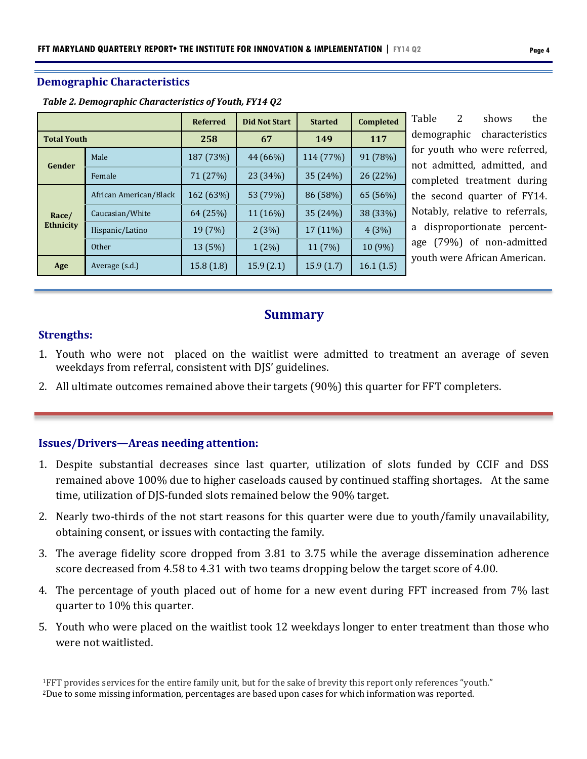## Demographic Characteristics

***Table 2. Demographic Characteristics of Youth, FY14 Q2***

| | | Referred | Did Not Start | Started | Completed |
|---|---|---|---|---|---|
| **Total Youth** | | **258** | **67** | **149** | **117** |
| **Gender** | Male | 187 (73%) | 44 (66%) | 114 (77%) | 91 (78%) |
| | Female | 71 (27%) | 23 (34%) | 35 (24%) | 26 (22%) |
| **Race/ Ethnicity** | African American/Black | 162 (63%) | 53 (79%) | 86 (58%) | 65 (56%) |
| | Caucasian/White | 64 (25%) | 11 (16%) | 35 (24%) | 38 (33%) |
| | Hispanic/Latino | 19 (7%) | 2 (3%) | 17 (11%) | 4 (3%) |
| | Other | 13 (5%) | 1 (2%) | 11 (7%) | 10 (9%) |
| **Age** | Average (s.d.) | 15.8 (1.8) | 15.9 (2.1) | 15.9 (1.7) | 16.1 (1.5) |

Table 2 shows the demographic characteristics for youth who were referred, not admitted, admitted, and completed treatment during the second quarter of FY14. Notably, relative to referrals, a disproportionate percentage (79%) of non-admitted youth were African American.

## Summary

### Strengths:

1. Youth who were not placed on the waitlist were admitted to treatment an average of seven weekdays from referral, consistent with DJS' guidelines.
2. All ultimate outcomes remained above their targets (90%) this quarter for FFT completers.

### Issues/Drivers—Areas needing attention:

1. Despite substantial decreases since last quarter, utilization of slots funded by CCIF and DSS remained above 100% due to higher caseloads caused by continued staffing shortages. At the same time, utilization of DJS-funded slots remained below the 90% target.
2. Nearly two-thirds of the not start reasons for this quarter were due to youth/family unavailability, obtaining consent, or issues with contacting the family.
3. The average fidelity score dropped from 3.81 to 3.75 while the average dissemination adherence score decreased from 4.58 to 4.31 with two teams dropping below the target score of 4.00.
4. The percentage of youth placed out of home for a new event during FFT increased from 7% last quarter to 10% this quarter.
5. Youth who were placed on the waitlist took 12 weekdays longer to enter treatment than those who were not waitlisted.

[1]FFT provides services for the entire family unit, but for the sake of brevity this report only references "youth."
[2]Due to some missing information, percentages are based upon cases for which information was reported.